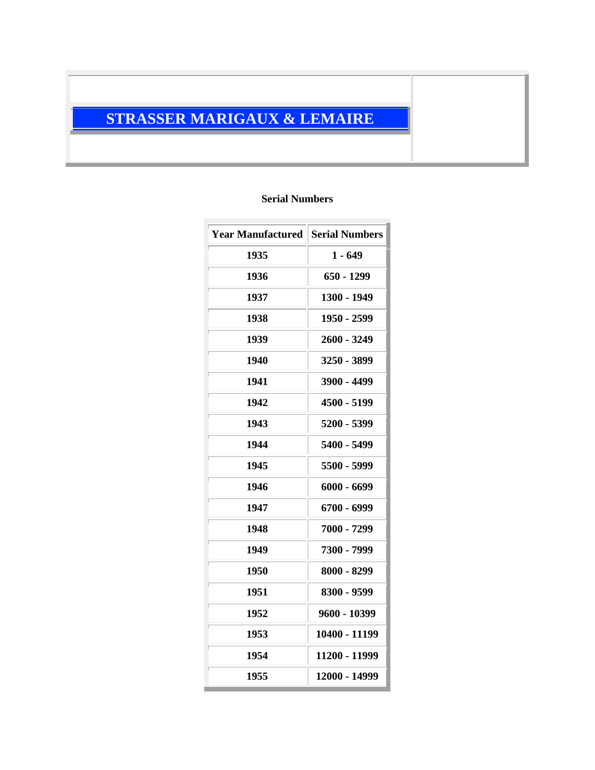# STRASSER MARIGAUX & LEMAIRE

**Serial Numbers**

| Year Manufactured | Serial Numbers |
|---|---|
| 1935 | 1 - 649 |
| 1936 | 650 - 1299 |
| 1937 | 1300 - 1949 |
| 1938 | 1950 - 2599 |
| 1939 | 2600 - 3249 |
| 1940 | 3250 - 3899 |
| 1941 | 3900 - 4499 |
| 1942 | 4500 - 5199 |
| 1943 | 5200 - 5399 |
| 1944 | 5400 - 5499 |
| 1945 | 5500 - 5999 |
| 1946 | 6000 - 6699 |
| 1947 | 6700 - 6999 |
| 1948 | 7000 - 7299 |
| 1949 | 7300 - 7999 |
| 1950 | 8000 - 8299 |
| 1951 | 8300 - 9599 |
| 1952 | 9600 - 10399 |
| 1953 | 10400 - 11199 |
| 1954 | 11200 - 11999 |
| 1955 | 12000 - 14999 |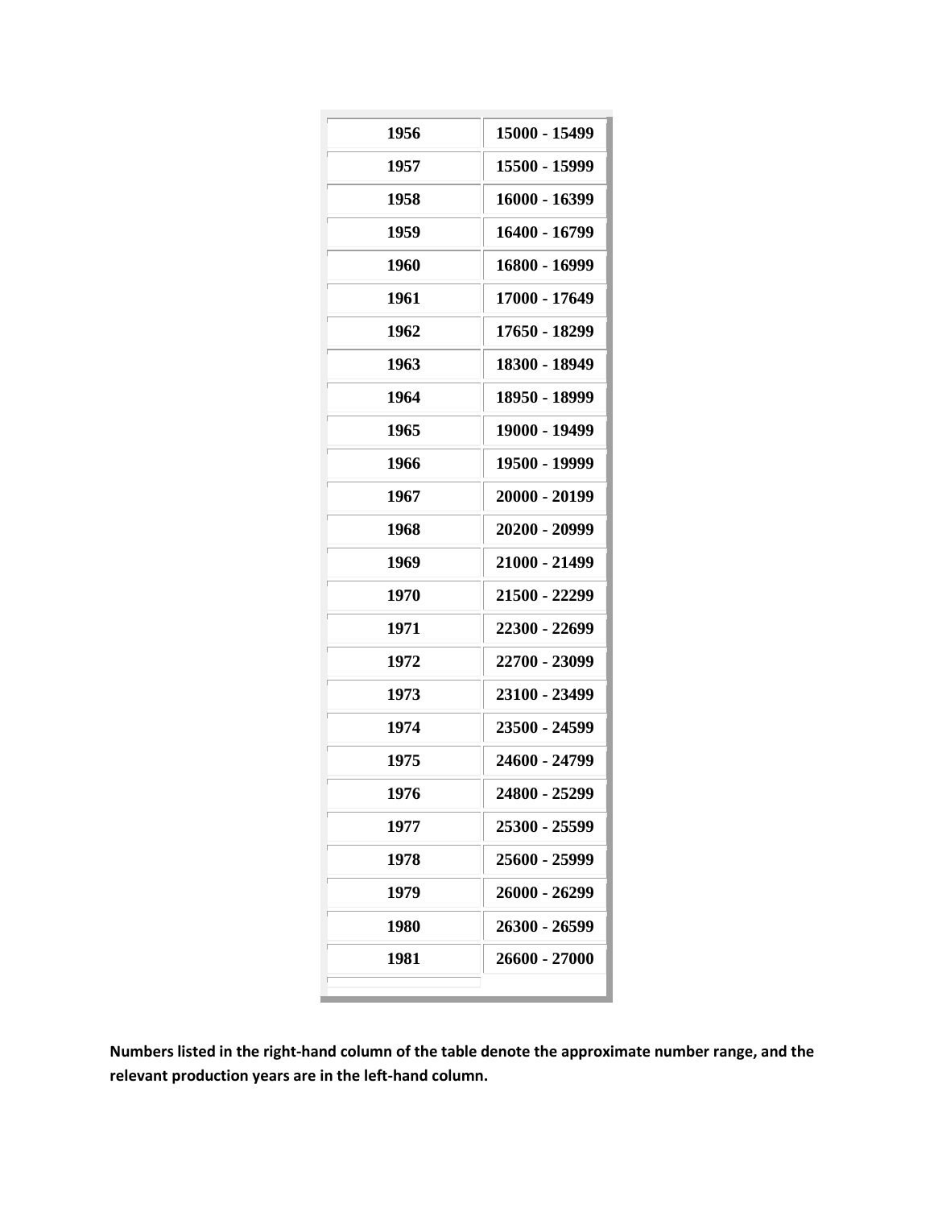| 1956 | 15000 - 15499 |
|---|---|
| 1957 | 15500 - 15999 |
| 1958 | 16000 - 16399 |
| 1959 | 16400 - 16799 |
| 1960 | 16800 - 16999 |
| 1961 | 17000 - 17649 |
| 1962 | 17650 - 18299 |
| 1963 | 18300 - 18949 |
| 1964 | 18950 - 18999 |
| 1965 | 19000 - 19499 |
| 1966 | 19500 - 19999 |
| 1967 | 20000 - 20199 |
| 1968 | 20200 - 20999 |
| 1969 | 21000 - 21499 |
| 1970 | 21500 - 22299 |
| 1971 | 22300 - 22699 |
| 1972 | 22700 - 23099 |
| 1973 | 23100 - 23499 |
| 1974 | 23500 - 24599 |
| 1975 | 24600 - 24799 |
| 1976 | 24800 - 25299 |
| 1977 | 25300 - 25599 |
| 1978 | 25600 - 25999 |
| 1979 | 26000 - 26299 |
| 1980 | 26300 - 26599 |
| 1981 | 26600 - 27000 |

**Numbers listed in the right-hand column of the table denote the approximate number range, and the relevant production years are in the left-hand column.**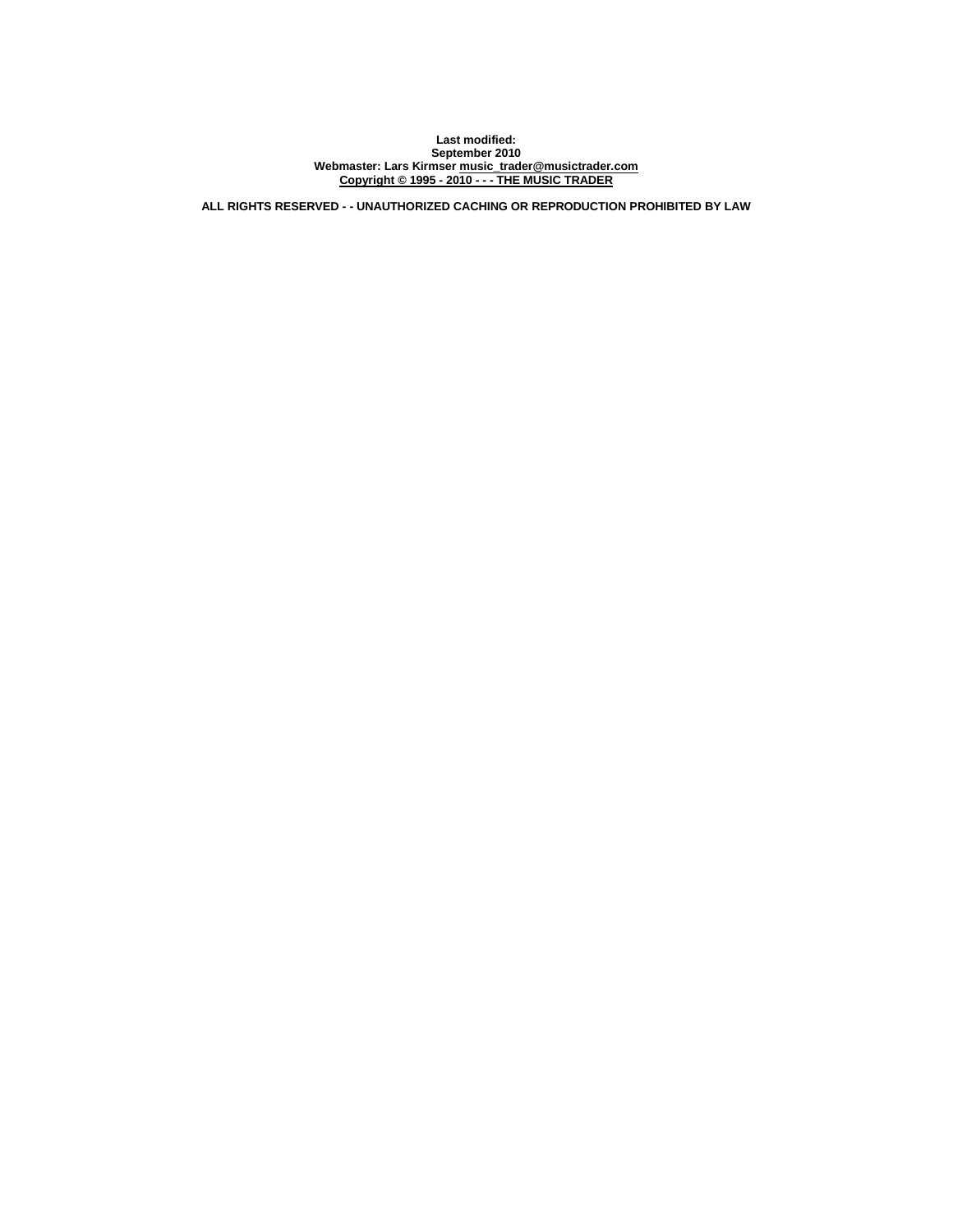**Last modified:**
**September 2010**
**Webmaster: Lars Kirmser music_trader@musictrader.com**
**Copyright © 1995 - 2010 - - - THE MUSIC TRADER**

**ALL RIGHTS RESERVED - - UNAUTHORIZED CACHING OR REPRODUCTION PROHIBITED BY LAW**